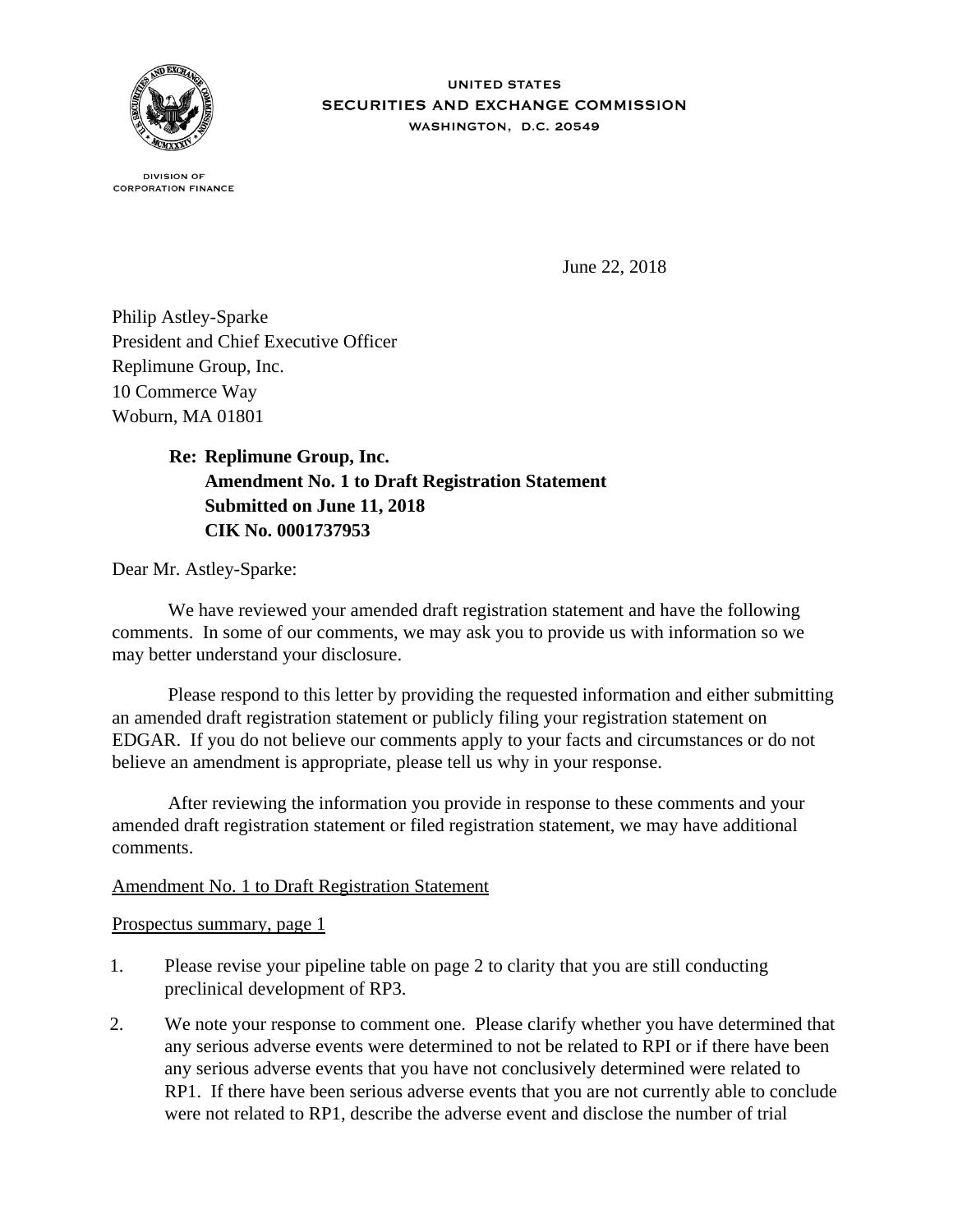UNITED STATES
SECURITIES AND EXCHANGE COMMISSION
WASHINGTON, D.C. 20549

DIVISION OF
CORPORATION FINANCE

June 22, 2018

Philip Astley-Sparke
President and Chief Executive Officer
Replimune Group, Inc.
10 Commerce Way
Woburn, MA 01801

**Re: Replimune Group, Inc.**
**Amendment No. 1 to Draft Registration Statement**
**Submitted on June 11, 2018**
**CIK No. 0001737953**

Dear Mr. Astley-Sparke:

We have reviewed your amended draft registration statement and have the following comments. In some of our comments, we may ask you to provide us with information so we may better understand your disclosure.

Please respond to this letter by providing the requested information and either submitting an amended draft registration statement or publicly filing your registration statement on EDGAR. If you do not believe our comments apply to your facts and circumstances or do not believe an amendment is appropriate, please tell us why in your response.

After reviewing the information you provide in response to these comments and your amended draft registration statement or filed registration statement, we may have additional comments.

Amendment No. 1 to Draft Registration Statement

Prospectus summary, page 1

1. Please revise your pipeline table on page 2 to clarity that you are still conducting preclinical development of RP3.
2. We note your response to comment one. Please clarify whether you have determined that any serious adverse events were determined to not be related to RPI or if there have been any serious adverse events that you have not conclusively determined were related to RP1. If there have been serious adverse events that you are not currently able to conclude were not related to RP1, describe the adverse event and disclose the number of trial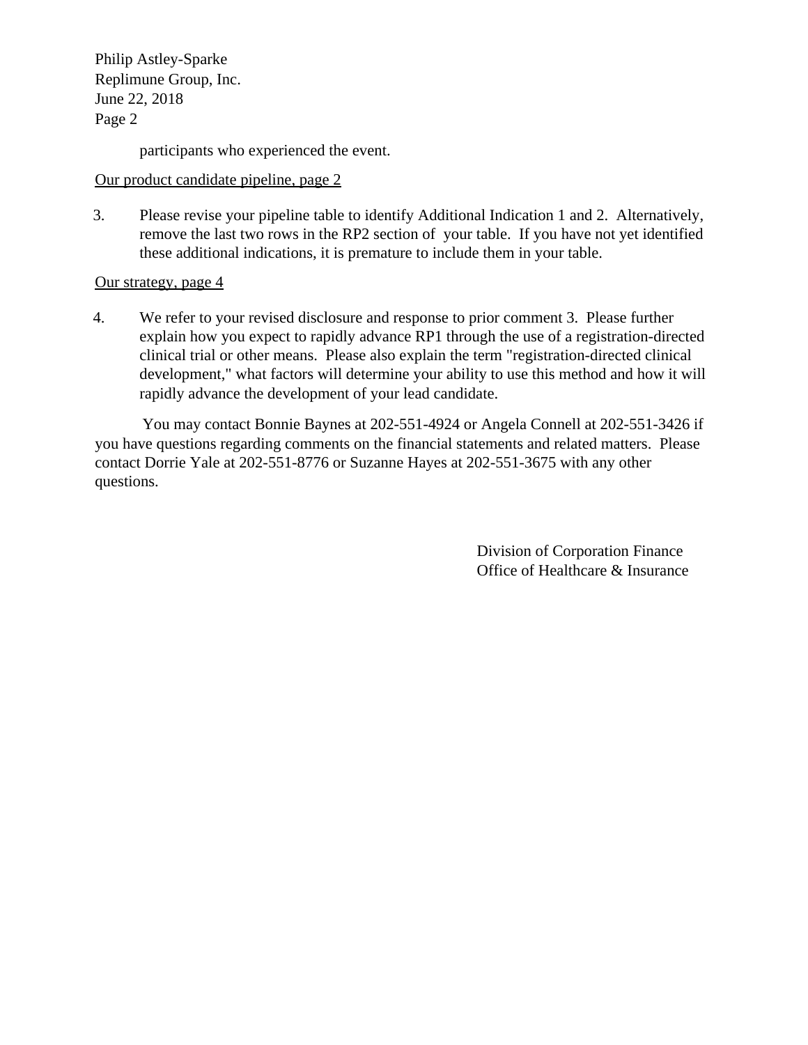participants who experienced the event.

Our product candidate pipeline, page 2

3. Please revise your pipeline table to identify Additional Indication 1 and 2. Alternatively, remove the last two rows in the RP2 section of your table. If you have not yet identified these additional indications, it is premature to include them in your table.

Our strategy, page 4

4. We refer to your revised disclosure and response to prior comment 3. Please further explain how you expect to rapidly advance RP1 through the use of a registration-directed clinical trial or other means. Please also explain the term "registration-directed clinical development," what factors will determine your ability to use this method and how it will rapidly advance the development of your lead candidate.

You may contact Bonnie Baynes at 202-551-4924 or Angela Connell at 202-551-3426 if you have questions regarding comments on the financial statements and related matters. Please contact Dorrie Yale at 202-551-8776 or Suzanne Hayes at 202-551-3675 with any other questions.

Division of Corporation Finance
Office of Healthcare & Insurance